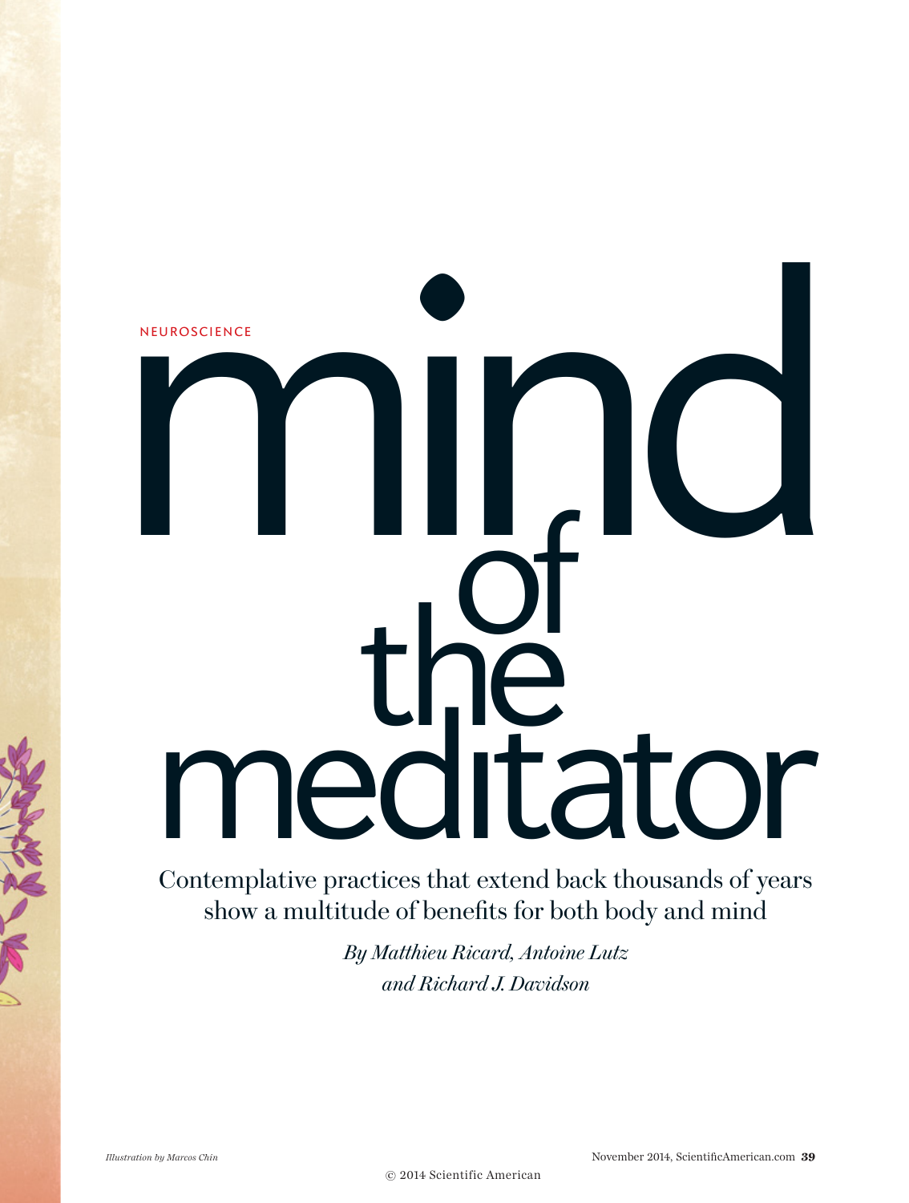NEUROSCIENCE

# mind of the meditator

Contemplative practices that extend back thousands of years show a multitude of benefits for both body and mind

*By Matthieu Ricard, Antoine Lutz and Richard J. Davidson*

*Illustration by Marcos Chin*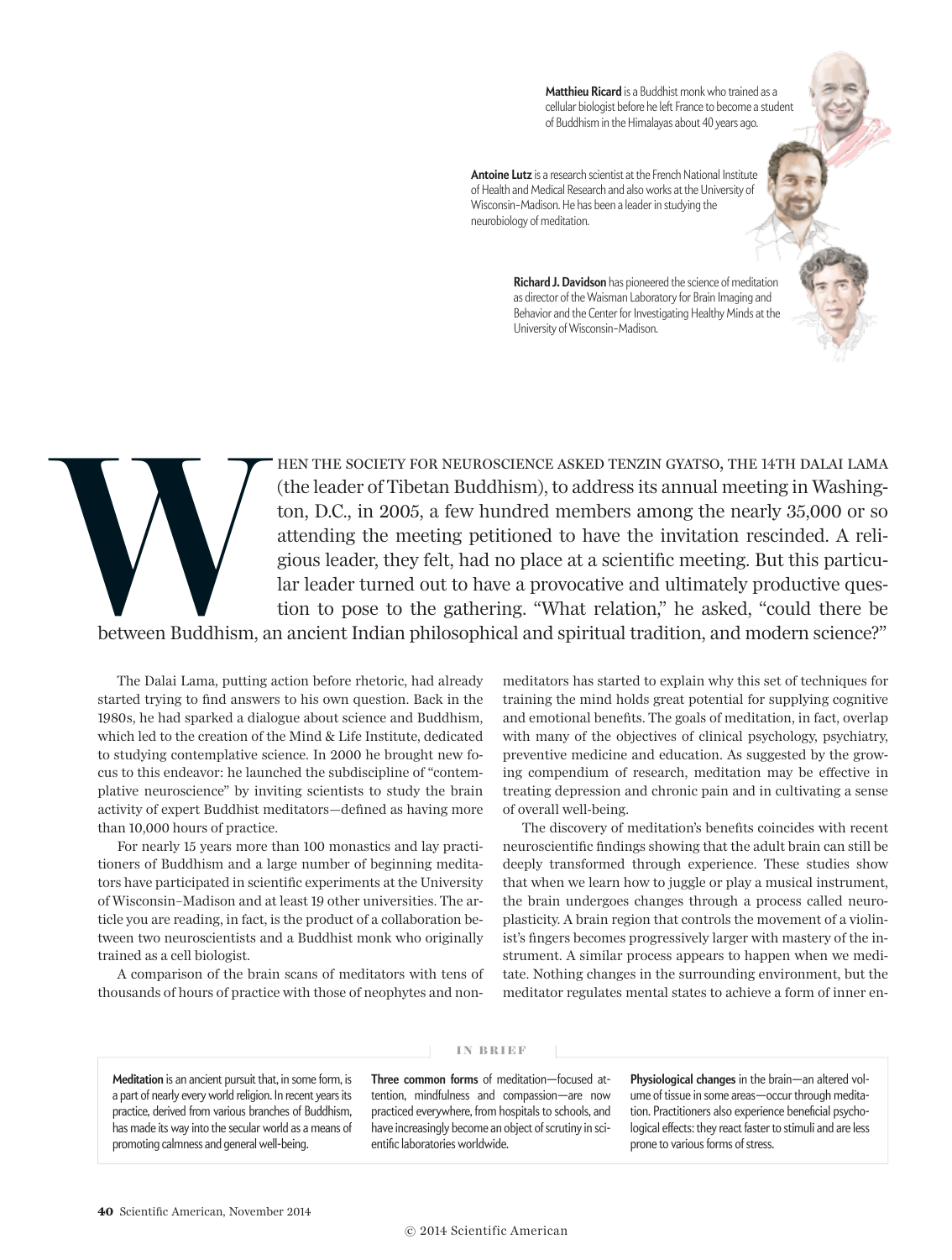**Matthieu Ricard** is a Buddhist monk who trained as a cellular biologist before he left France to become a student of Buddhism in the Himalayas about 40 years ago.

**Antoine Lutz** is a research scientist at the French National Institute of Health and Medical Research and also works at the University of Wisconsin–Madison. He has been a leader in studying the neurobiology of meditation.

**Richard J. Davidson** has pioneered the science of meditation as director of the Waisman Laboratory for Brain Imaging and Behavior and the Center for Investigating Healthy Minds at the University of Wisconsin–Madison.

WHEN THE SOCIETY FOR NEUROSCIENCE ASKED TENZIN GYATSO, THE 14TH DALAI LAMA (the leader of Tibetan Buddhism), to address its annual meeting in Washington, D.C., in 2005, a few hundred members among the nearly 35,000 or so attending the meeting petitioned to have the invitation rescinded. A religious leader, they felt, had no place at a scientific meeting. But this particular leader turned out to have a provocative and ultimately productive question to pose to the gathering. "What relation," he asked, "could there be between Buddhism, an ancient Indian philosophical and spiritual tradition, and modern science?"

The Dalai Lama, putting action before rhetoric, had already started trying to find answers to his own question. Back in the 1980s, he had sparked a dialogue about science and Buddhism, which led to the creation of the Mind & Life Institute, dedicated to studying contemplative science. In 2000 he brought new focus to this endeavor: he launched the subdiscipline of "contemplative neuroscience" by inviting scientists to study the brain activity of expert Buddhist meditators—defined as having more than 10,000 hours of practice.

For nearly 15 years more than 100 monastics and lay practitioners of Buddhism and a large number of beginning meditators have participated in scientific experiments at the University of Wisconsin–Madison and at least 19 other universities. The article you are reading, in fact, is the product of a collaboration between two neuroscientists and a Buddhist monk who originally trained as a cell biologist.

A comparison of the brain scans of meditators with tens of thousands of hours of practice with those of neophytes and nonmeditators has started to explain why this set of techniques for training the mind holds great potential for supplying cognitive and emotional benefits. The goals of meditation, in fact, overlap with many of the objectives of clinical psychology, psychiatry, preventive medicine and education. As suggested by the growing compendium of research, meditation may be effective in treating depression and chronic pain and in cultivating a sense of overall well-being.

The discovery of meditation's benefits coincides with recent neuroscientific findings showing that the adult brain can still be deeply transformed through experience. These studies show that when we learn how to juggle or play a musical instrument, the brain undergoes changes through a process called neuroplasticity. A brain region that controls the movement of a violinist's fingers becomes progressively larger with mastery of the instrument. A similar process appears to happen when we meditate. Nothing changes in the surrounding environment, but the meditator regulates mental states to achieve a form of inner en-

## IN BRIEF

**Meditation** is an ancient pursuit that, in some form, is a part of nearly every world religion. In recent years its practice, derived from various branches of Buddhism, has made its way into the secular world as a means of promoting calmness and general well-being.

**Three common forms** of meditation—focused attention, mindfulness and compassion—are now practiced everywhere, from hospitals to schools, and have increasingly become an object of scrutiny in scientific laboratories worldwide.

**Physiological changes** in the brain—an altered volume of tissue in some areas—occur through meditation. Practitioners also experience beneficial psychological effects: they react faster to stimuli and are less prone to various forms of stress.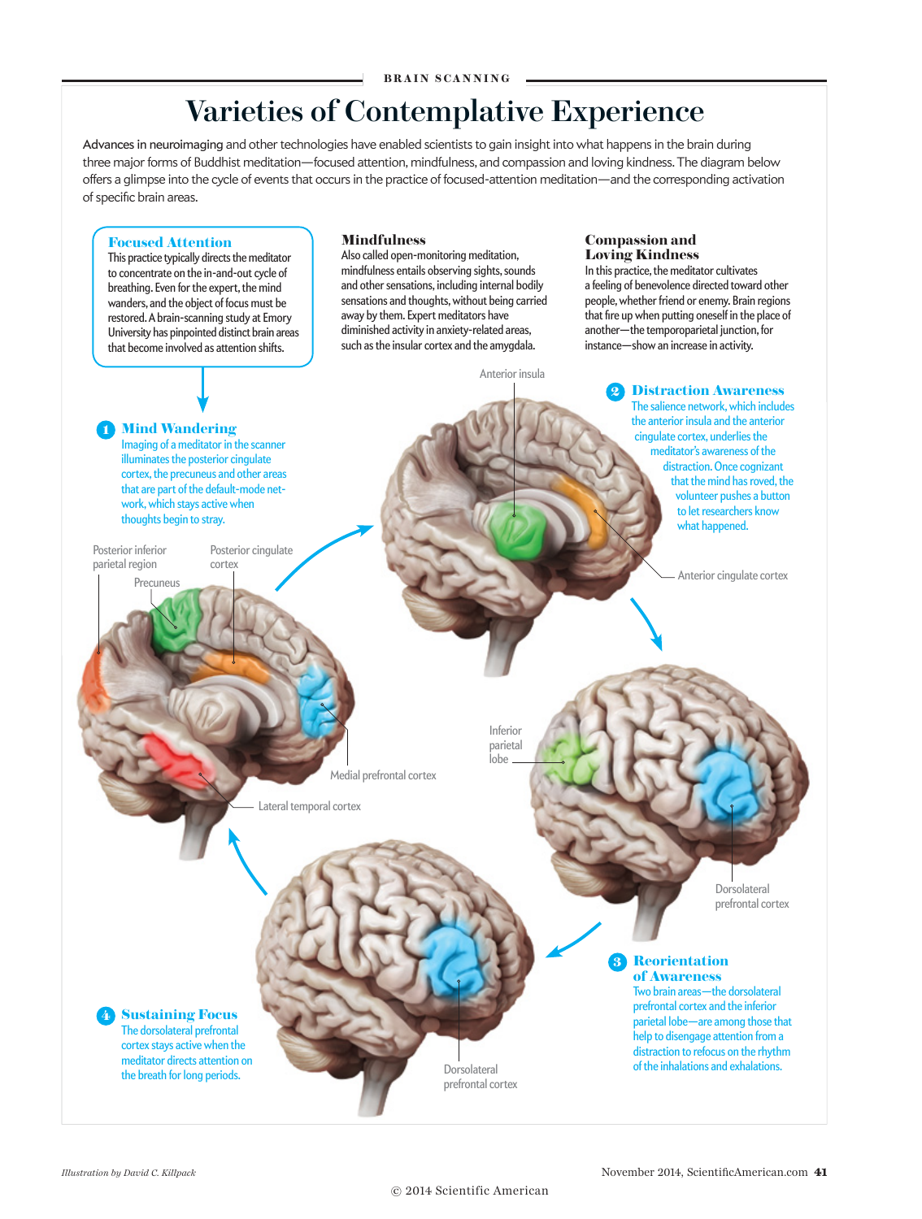# Varieties of Contemplative Experience

Advances in neuroimaging and other technologies have enabled scientists to gain insight into what happens in the brain during three major forms of Buddhist meditation—focused attention, mindfulness, and compassion and loving kindness. The diagram below offers a glimpse into the cycle of events that occurs in the practice of focused-attention meditation—and the corresponding activation of specific brain areas.

### Focused Attention

This practice typically directs the meditator to concentrate on the in-and-out cycle of breathing. Even for the expert, the mind wanders, and the object of focus must be restored. A brain-scanning study at Emory University has pinpointed distinct brain areas that become involved as attention shifts.

### Mindfulness

Also called open-monitoring meditation, mindfulness entails observing sights, sounds and other sensations, including internal bodily sensations and thoughts, without being carried away by them. Expert meditators have diminished activity in anxiety-related areas, such as the insular cortex and the amygdala.

### Compassion and Loving Kindness

In this practice, the meditator cultivates a feeling of benevolence directed toward other people, whether friend or enemy. Brain regions that fire up when putting oneself in the place of another—the temporoparietal junction, for instance—show an increase in activity.

### 1 Mind Wandering

Imaging of a meditator in the scanner illuminates the posterior cingulate cortex, the precuneus and other areas that are part of the default-mode network, which stays active when thoughts begin to stray.

Posterior inferior parietal region · Precuneus · Posterior cingulate cortex · Medial prefrontal cortex · Lateral temporal cortex

### 2 Distraction Awareness

The salience network, which includes the anterior insula and the anterior cingulate cortex, underlies the meditator's awareness of the distraction. Once cognizant that the mind has roved, the volunteer pushes a button to let researchers know what happened.

Anterior insula · Anterior cingulate cortex

### 3 Reorientation of Awareness

Two brain areas—the dorsolateral prefrontal cortex and the inferior parietal lobe—are among those that help to disengage attention from a distraction to refocus on the rhythm of the inhalations and exhalations.

Inferior parietal lobe · Dorsolateral prefrontal cortex

### 4 Sustaining Focus

The dorsolateral prefrontal cortex stays active when the meditator directs attention on the breath for long periods.

Dorsolateral prefrontal cortex

*Illustration by David C. Killpack*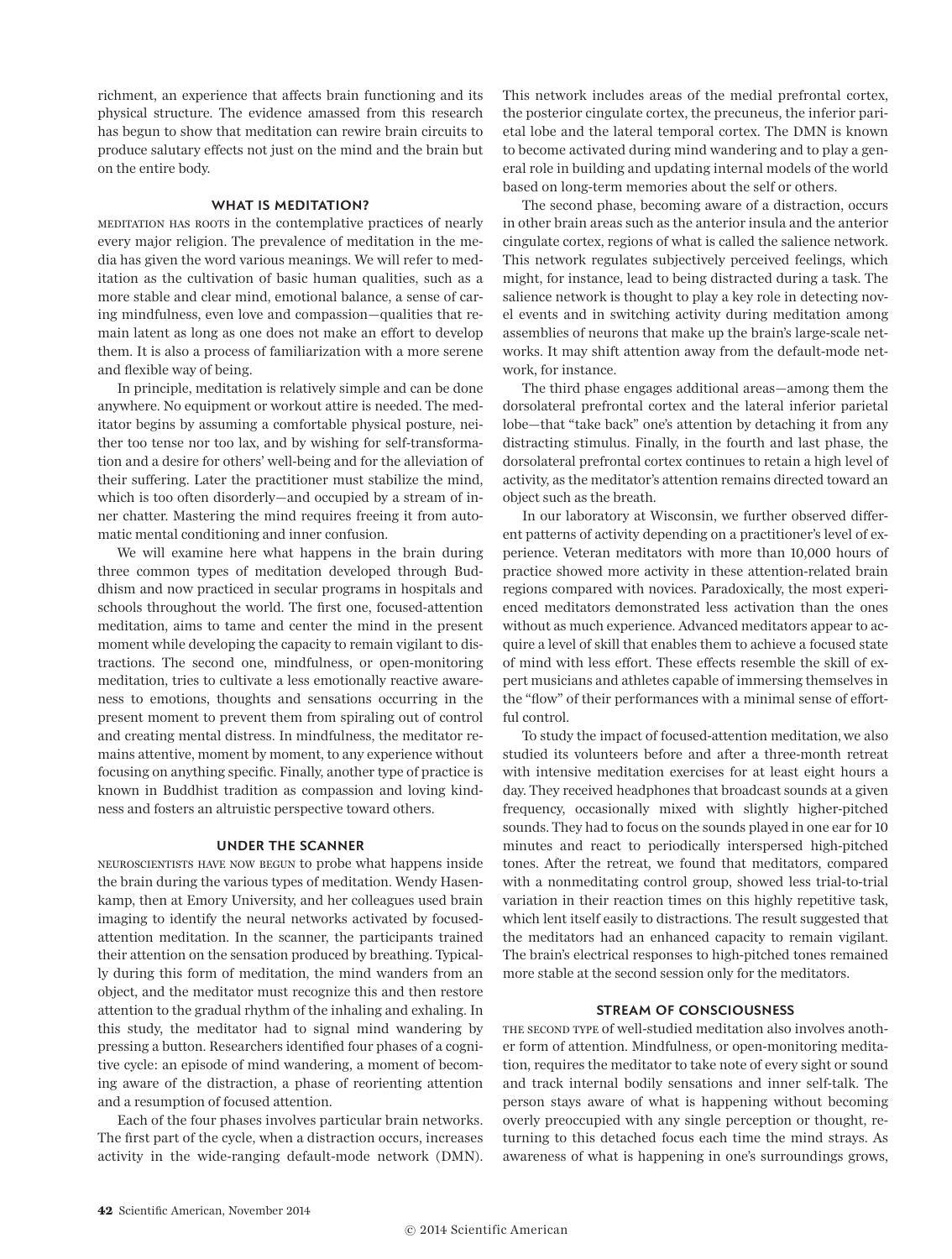richment, an experience that affects brain functioning and its physical structure. The evidence amassed from this research has begun to show that meditation can rewire brain circuits to produce salutary effects not just on the mind and the brain but on the entire body.

### WHAT IS MEDITATION?

MEDITATION HAS ROOTS in the contemplative practices of nearly every major religion. The prevalence of meditation in the media has given the word various meanings. We will refer to meditation as the cultivation of basic human qualities, such as a more stable and clear mind, emotional balance, a sense of caring mindfulness, even love and compassion—qualities that remain latent as long as one does not make an effort to develop them. It is also a process of familiarization with a more serene and flexible way of being.

In principle, meditation is relatively simple and can be done anywhere. No equipment or workout attire is needed. The meditator begins by assuming a comfortable physical posture, neither too tense nor too lax, and by wishing for self-transformation and a desire for others' well-being and for the alleviation of their suffering. Later the practitioner must stabilize the mind, which is too often disorderly—and occupied by a stream of inner chatter. Mastering the mind requires freeing it from automatic mental conditioning and inner confusion.

We will examine here what happens in the brain during three common types of meditation developed through Buddhism and now practiced in secular programs in hospitals and schools throughout the world. The first one, focused-attention meditation, aims to tame and center the mind in the present moment while developing the capacity to remain vigilant to distractions. The second one, mindfulness, or open-monitoring meditation, tries to cultivate a less emotionally reactive awareness to emotions, thoughts and sensations occurring in the present moment to prevent them from spiraling out of control and creating mental distress. In mindfulness, the meditator remains attentive, moment by moment, to any experience without focusing on anything specific. Finally, another type of practice is known in Buddhist tradition as compassion and loving kindness and fosters an altruistic perspective toward others.

### UNDER THE SCANNER

NEUROSCIENTISTS HAVE NOW BEGUN to probe what happens inside the brain during the various types of meditation. Wendy Hasenkamp, then at Emory University, and her colleagues used brain imaging to identify the neural networks activated by focused-attention meditation. In the scanner, the participants trained their attention on the sensation produced by breathing. Typically during this form of meditation, the mind wanders from an object, and the meditator must recognize this and then restore attention to the gradual rhythm of the inhaling and exhaling. In this study, the meditator had to signal mind wandering by pressing a button. Researchers identified four phases of a cognitive cycle: an episode of mind wandering, a moment of becoming aware of the distraction, a phase of reorienting attention and a resumption of focused attention.

Each of the four phases involves particular brain networks. The first part of the cycle, when a distraction occurs, increases activity in the wide-ranging default-mode network (DMN). This network includes areas of the medial prefrontal cortex, the posterior cingulate cortex, the precuneus, the inferior parietal lobe and the lateral temporal cortex. The DMN is known to become activated during mind wandering and to play a general role in building and updating internal models of the world based on long-term memories about the self or others.

The second phase, becoming aware of a distraction, occurs in other brain areas such as the anterior insula and the anterior cingulate cortex, regions of what is called the salience network. This network regulates subjectively perceived feelings, which might, for instance, lead to being distracted during a task. The salience network is thought to play a key role in detecting novel events and in switching activity during meditation among assemblies of neurons that make up the brain's large-scale networks. It may shift attention away from the default-mode network, for instance.

The third phase engages additional areas—among them the dorsolateral prefrontal cortex and the lateral inferior parietal lobe—that "take back" one's attention by detaching it from any distracting stimulus. Finally, in the fourth and last phase, the dorsolateral prefrontal cortex continues to retain a high level of activity, as the meditator's attention remains directed toward an object such as the breath.

In our laboratory at Wisconsin, we further observed different patterns of activity depending on a practitioner's level of experience. Veteran meditators with more than 10,000 hours of practice showed more activity in these attention-related brain regions compared with novices. Paradoxically, the most experienced meditators demonstrated less activation than the ones without as much experience. Advanced meditators appear to acquire a level of skill that enables them to achieve a focused state of mind with less effort. These effects resemble the skill of expert musicians and athletes capable of immersing themselves in the "flow" of their performances with a minimal sense of effortful control.

To study the impact of focused-attention meditation, we also studied its volunteers before and after a three-month retreat with intensive meditation exercises for at least eight hours a day. They received headphones that broadcast sounds at a given frequency, occasionally mixed with slightly higher-pitched sounds. They had to focus on the sounds played in one ear for 10 minutes and react to periodically interspersed high-pitched tones. After the retreat, we found that meditators, compared with a nonmeditating control group, showed less trial-to-trial variation in their reaction times on this highly repetitive task, which lent itself easily to distractions. The result suggested that the meditators had an enhanced capacity to remain vigilant. The brain's electrical responses to high-pitched tones remained more stable at the second session only for the meditators.

### STREAM OF CONSCIOUSNESS

THE SECOND TYPE of well-studied meditation also involves another form of attention. Mindfulness, or open-monitoring meditation, requires the meditator to take note of every sight or sound and track internal bodily sensations and inner self-talk. The person stays aware of what is happening without becoming overly preoccupied with any single perception or thought, returning to this detached focus each time the mind strays. As awareness of what is happening in one's surroundings grows,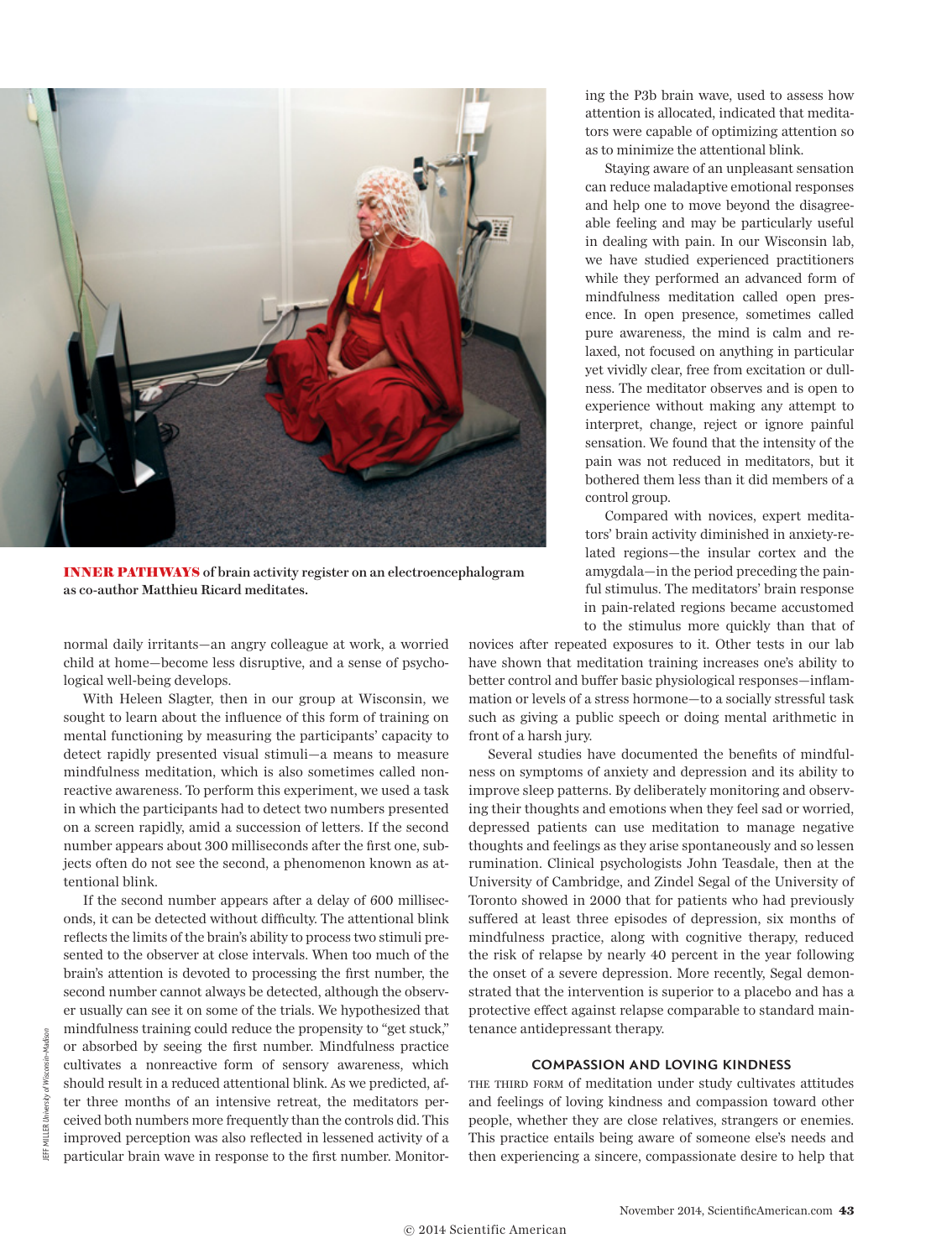**INNER PATHWAYS** of brain activity register on an electroencephalogram as co-author Matthieu Ricard meditates.

normal daily irritants—an angry colleague at work, a worried child at home—become less disruptive, and a sense of psychological well-being develops.

With Heleen Slagter, then in our group at Wisconsin, we sought to learn about the influence of this form of training on mental functioning by measuring the participants' capacity to detect rapidly presented visual stimuli—a means to measure mindfulness meditation, which is also sometimes called nonreactive awareness. To perform this experiment, we used a task in which the participants had to detect two numbers presented on a screen rapidly, amid a succession of letters. If the second number appears about 300 milliseconds after the first one, subjects often do not see the second, a phenomenon known as attentional blink.

If the second number appears after a delay of 600 milliseconds, it can be detected without difficulty. The attentional blink reflects the limits of the brain's ability to process two stimuli presented to the observer at close intervals. When too much of the brain's attention is devoted to processing the first number, the second number cannot always be detected, although the observer usually can see it on some of the trials. We hypothesized that mindfulness training could reduce the propensity to "get stuck," or absorbed by seeing the first number. Mindfulness practice cultivates a nonreactive form of sensory awareness, which should result in a reduced attentional blink. As we predicted, after three months of an intensive retreat, the meditators perceived both numbers more frequently than the controls did. This improved perception was also reflected in lessened activity of a particular brain wave in response to the first number. Monitoring the P3b brain wave, used to assess how attention is allocated, indicated that meditators were capable of optimizing attention so as to minimize the attentional blink.

Staying aware of an unpleasant sensation can reduce maladaptive emotional responses and help one to move beyond the disagreeable feeling and may be particularly useful in dealing with pain. In our Wisconsin lab, we have studied experienced practitioners while they performed an advanced form of mindfulness meditation called open presence. In open presence, sometimes called pure awareness, the mind is calm and relaxed, not focused on anything in particular yet vividly clear, free from excitation or dullness. The meditator observes and is open to experience without making any attempt to interpret, change, reject or ignore painful sensation. We found that the intensity of the pain was not reduced in meditators, but it bothered them less than it did members of a control group.

Compared with novices, expert meditators' brain activity diminished in anxiety-related regions—the insular cortex and the amygdala—in the period preceding the painful stimulus. The meditators' brain response in pain-related regions became accustomed to the stimulus more quickly than that of novices after repeated exposures to it. Other tests in our lab have shown that meditation training increases one's ability to better control and buffer basic physiological responses—inflammation or levels of a stress hormone—to a socially stressful task such as giving a public speech or doing mental arithmetic in front of a harsh jury.

Several studies have documented the benefits of mindfulness on symptoms of anxiety and depression and its ability to improve sleep patterns. By deliberately monitoring and observing their thoughts and emotions when they feel sad or worried, depressed patients can use meditation to manage negative thoughts and feelings as they arise spontaneously and so lessen rumination. Clinical psychologists John Teasdale, then at the University of Cambridge, and Zindel Segal of the University of Toronto showed in 2000 that for patients who had previously suffered at least three episodes of depression, six months of mindfulness practice, along with cognitive therapy, reduced the risk of relapse by nearly 40 percent in the year following the onset of a severe depression. More recently, Segal demonstrated that the intervention is superior to a placebo and has a protective effect against relapse comparable to standard maintenance antidepressant therapy.

## COMPASSION AND LOVING KINDNESS

THE THIRD FORM of meditation under study cultivates attitudes and feelings of loving kindness and compassion toward other people, whether they are close relatives, strangers or enemies. This practice entails being aware of someone else's needs and then experiencing a sincere, compassionate desire to help that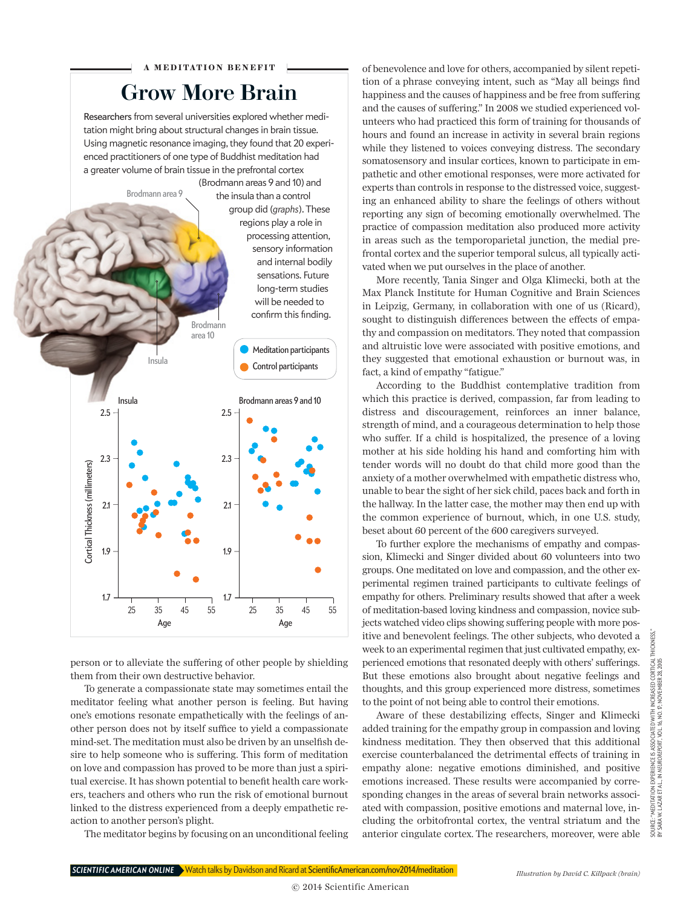A MEDITATION BENEFIT

## Grow More Brain

Researchers from several universities explored whether meditation might bring about structural changes in brain tissue. Using magnetic resonance imaging, they found that 20 experienced practitioners of one type of Buddhist meditation had a greater volume of brain tissue in the prefrontal cortex (Brodmann areas 9 and 10) and the insula than a control group did (*graphs*). These regions play a role in processing attention, sensory information and internal bodily sensations. Future long-term studies will be needed to confirm this finding.

Brodmann area 9

Brodmann area 10

Insula

Meditation participants

Control participants

Insula

Brodmann areas 9 and 10

Cortical Thickness (millimeters)

2.5
2.3
2.1
1.9
1.7

25 35 45 55

Age

SOURCE: "MEDITATION EXPERIENCE IS ASSOCIATED WITH INCREASED CORTICAL THICKNESS," BY SARA W. LAZAR ET AL., IN *NEUROREPORT*, VOL. 16, NO. 17; NOVEMBER 28, 2005

*Illustration by David C. Killpack (brain)*

person or to alleviate the suffering of other people by shielding them from their own destructive behavior.

To generate a compassionate state may sometimes entail the meditator feeling what another person is feeling. But having one's emotions resonate empathetically with the feelings of another person does not by itself suffice to yield a compassionate mind-set. The meditation must also be driven by an unselfish desire to help someone who is suffering. This form of meditation on love and compassion has proved to be more than just a spiritual exercise. It has shown potential to benefit health care workers, teachers and others who run the risk of emotional burnout linked to the distress experienced from a deeply empathetic reaction to another person's plight.

The meditator begins by focusing on an unconditional feeling of benevolence and love for others, accompanied by silent repetition of a phrase conveying intent, such as "May all beings find happiness and the causes of happiness and be free from suffering and the causes of suffering." In 2008 we studied experienced volunteers who had practiced this form of training for thousands of hours and found an increase in activity in several brain regions while they listened to voices conveying distress. The secondary somatosensory and insular cortices, known to participate in empathetic and other emotional responses, were more activated for experts than controls in response to the distressed voice, suggesting an enhanced ability to share the feelings of others without reporting any sign of becoming emotionally overwhelmed. The practice of compassion meditation also produced more activity in areas such as the temporoparietal junction, the medial prefrontal cortex and the superior temporal sulcus, all typically activated when we put ourselves in the place of another.

More recently, Tania Singer and Olga Klimecki, both at the Max Planck Institute for Human Cognitive and Brain Sciences in Leipzig, Germany, in collaboration with one of us (Ricard), sought to distinguish differences between the effects of empathy and compassion on meditators. They noted that compassion and altruistic love were associated with positive emotions, and they suggested that emotional exhaustion or burnout was, in fact, a kind of empathy "fatigue."

According to the Buddhist contemplative tradition from which this practice is derived, compassion, far from leading to distress and discouragement, reinforces an inner balance, strength of mind, and a courageous determination to help those who suffer. If a child is hospitalized, the presence of a loving mother at his side holding his hand and comforting him with tender words will no doubt do that child more good than the anxiety of a mother overwhelmed with empathetic distress who, unable to bear the sight of her sick child, paces back and forth in the hallway. In the latter case, the mother may then end up with the common experience of burnout, which, in one U.S. study, beset about 60 percent of the 600 caregivers surveyed.

To further explore the mechanisms of empathy and compassion, Klimecki and Singer divided about 60 volunteers into two groups. One meditated on love and compassion, and the other experimental regimen trained participants to cultivate feelings of empathy for others. Preliminary results showed that after a week of meditation-based loving kindness and compassion, novice subjects watched video clips showing suffering people with more positive and benevolent feelings. The other subjects, who devoted a week to an experimental regimen that just cultivated empathy, experienced emotions that resonated deeply with others' sufferings. But these emotions also brought about negative feelings and thoughts, and this group experienced more distress, sometimes to the point of not being able to control their emotions.

Aware of these destabilizing effects, Singer and Klimecki added training for the empathy group in compassion and loving kindness meditation. They then observed that this additional exercise counterbalanced the detrimental effects of training in empathy alone: negative emotions diminished, and positive emotions increased. These results were accompanied by corresponding changes in the areas of several brain networks associated with compassion, positive emotions and maternal love, including the orbitofrontal cortex, the ventral striatum and the anterior cingulate cortex. The researchers, moreover, were able

**SCIENTIFIC AMERICAN ONLINE** Watch talks by Davidson and Ricard at ScientificAmerican.com/nov2014/meditation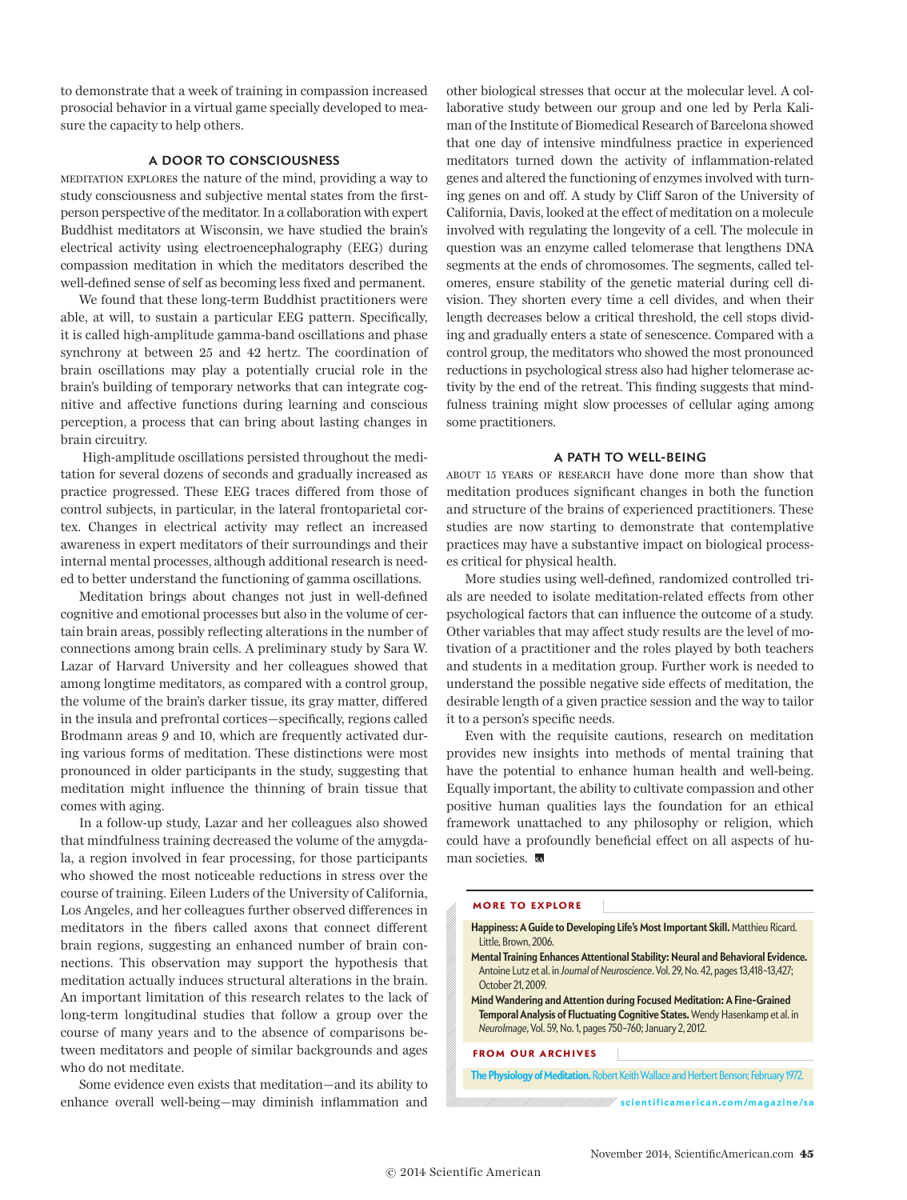to demonstrate that a week of training in compassion increased prosocial behavior in a virtual game specially developed to measure the capacity to help others.

## A DOOR TO CONSCIOUSNESS

MEDITATION EXPLORES the nature of the mind, providing a way to study consciousness and subjective mental states from the first-person perspective of the meditator. In a collaboration with expert Buddhist meditators at Wisconsin, we have studied the brain's electrical activity using electroencephalography (EEG) during compassion meditation in which the meditators described the well-defined sense of self as becoming less fixed and permanent.

We found that these long-term Buddhist practitioners were able, at will, to sustain a particular EEG pattern. Specifically, it is called high-amplitude gamma-band oscillations and phase synchrony at between 25 and 42 hertz. The coordination of brain oscillations may play a potentially crucial role in the brain's building of temporary networks that can integrate cognitive and affective functions during learning and conscious perception, a process that can bring about lasting changes in brain circuitry.

High-amplitude oscillations persisted throughout the meditation for several dozens of seconds and gradually increased as practice progressed. These EEG traces differed from those of control subjects, in particular, in the lateral frontoparietal cortex. Changes in electrical activity may reflect an increased awareness in expert meditators of their surroundings and their internal mental processes, although additional research is needed to better understand the functioning of gamma oscillations.

Meditation brings about changes not just in well-defined cognitive and emotional processes but also in the volume of certain brain areas, possibly reflecting alterations in the number of connections among brain cells. A preliminary study by Sara W. Lazar of Harvard University and her colleagues showed that among longtime meditators, as compared with a control group, the volume of the brain's darker tissue, its gray matter, differed in the insula and prefrontal cortices—specifically, regions called Brodmann areas 9 and 10, which are frequently activated during various forms of meditation. These distinctions were most pronounced in older participants in the study, suggesting that meditation might influence the thinning of brain tissue that comes with aging.

In a follow-up study, Lazar and her colleagues also showed that mindfulness training decreased the volume of the amygdala, a region involved in fear processing, for those participants who showed the most noticeable reductions in stress over the course of training. Eileen Luders of the University of California, Los Angeles, and her colleagues further observed differences in meditators in the fibers called axons that connect different brain regions, suggesting an enhanced number of brain connections. This observation may support the hypothesis that meditation actually induces structural alterations in the brain. An important limitation of this research relates to the lack of long-term longitudinal studies that follow a group over the course of many years and to the absence of comparisons between meditators and people of similar backgrounds and ages who do not meditate.

Some evidence even exists that meditation—and its ability to enhance overall well-being—may diminish inflammation and other biological stresses that occur at the molecular level. A collaborative study between our group and one led by Perla Kaliman of the Institute of Biomedical Research of Barcelona showed that one day of intensive mindfulness practice in experienced meditators turned down the activity of inflammation-related genes and altered the functioning of enzymes involved with turning genes on and off. A study by Cliff Saron of the University of California, Davis, looked at the effect of meditation on a molecule involved with regulating the longevity of a cell. The molecule in question was an enzyme called telomerase that lengthens DNA segments at the ends of chromosomes. The segments, called telomeres, ensure stability of the genetic material during cell division. They shorten every time a cell divides, and when their length decreases below a critical threshold, the cell stops dividing and gradually enters a state of senescence. Compared with a control group, the meditators who showed the most pronounced reductions in psychological stress also had higher telomerase activity by the end of the retreat. This finding suggests that mindfulness training might slow processes of cellular aging among some practitioners.

## A PATH TO WELL-BEING

ABOUT 15 YEARS OF RESEARCH have done more than show that meditation produces significant changes in both the function and structure of the brains of experienced practitioners. These studies are now starting to demonstrate that contemplative practices may have a substantive impact on biological processes critical for physical health.

More studies using well-defined, randomized controlled trials are needed to isolate meditation-related effects from other psychological factors that can influence the outcome of a study. Other variables that may affect study results are the level of motivation of a practitioner and the roles played by both teachers and students in a meditation group. Further work is needed to understand the possible negative side effects of meditation, the desirable length of a given practice session and the way to tailor it to a person's specific needs.

Even with the requisite cautions, research on meditation provides new insights into methods of mental training that have the potential to enhance human health and well-being. Equally important, the ability to cultivate compassion and other positive human qualities lays the foundation for an ethical framework unattached to any philosophy or religion, which could have a profoundly beneficial effect on all aspects of human societies.

### MORE TO EXPLORE

**Happiness: A Guide to Developing Life's Most Important Skill.** Matthieu Ricard. Little, Brown, 2006.

**Mental Training Enhances Attentional Stability: Neural and Behavioral Evidence.** Antoine Lutz et al. in *Journal of Neuroscience*. Vol. 29, No. 42, pages 13,418–13,427; October 21, 2009.

**Mind Wandering and Attention during Focused Meditation: A Fine-Grained Temporal Analysis of Fluctuating Cognitive States.** Wendy Hasenkamp et al. in *NeuroImage*, Vol. 59, No. 1, pages 750–760; January 2, 2012.

### FROM OUR ARCHIVES

**The Physiology of Meditation.** Robert Keith Wallace and Herbert Benson; February 1972.

scientificamerican.com/magazine/sa